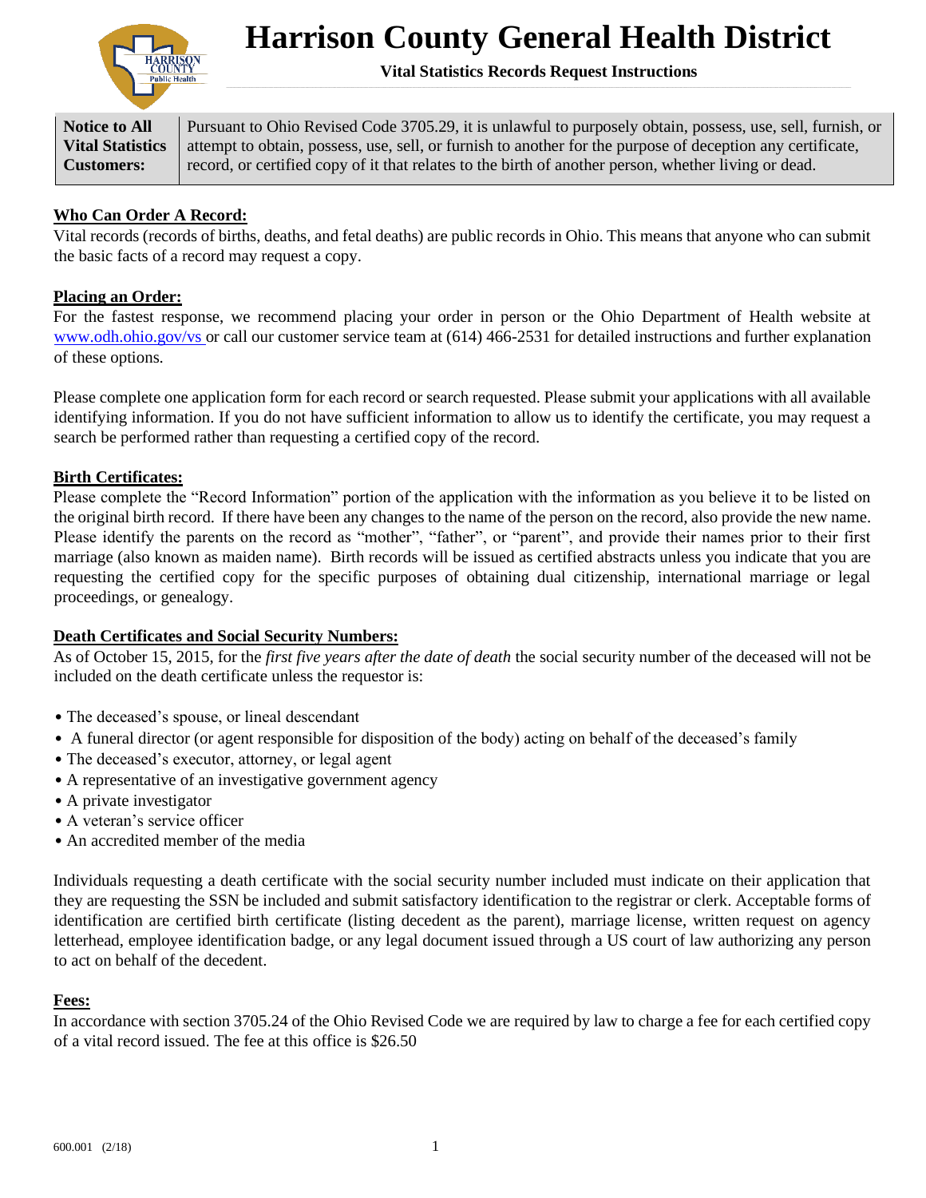# Harrison County General Health District

**Vital Statistics Records Request Instructions**

| **Notice to All Vital Statistics Customers:** | Pursuant to Ohio Revised Code 3705.29, it is unlawful to purposely obtain, possess, use, sell, furnish, or attempt to obtain, possess, use, sell, or furnish to another for the purpose of deception any certificate, record, or certified copy of it that relates to the birth of another person, whether living or dead. |
|---|---|

## Who Can Order A Record:

Vital records (records of births, deaths, and fetal deaths) are public records in Ohio. This means that anyone who can submit the basic facts of a record may request a copy.

## Placing an Order:

For the fastest response, we recommend placing your order in person or the Ohio Department of Health website at www.odh.ohio.gov/vs or call our customer service team at (614) 466-2531 for detailed instructions and further explanation of these options.

Please complete one application form for each record or search requested. Please submit your applications with all available identifying information. If you do not have sufficient information to allow us to identify the certificate, you may request a search be performed rather than requesting a certified copy of the record.

## Birth Certificates:

Please complete the "Record Information" portion of the application with the information as you believe it to be listed on the original birth record. If there have been any changes to the name of the person on the record, also provide the new name. Please identify the parents on the record as "mother", "father", or "parent", and provide their names prior to their first marriage (also known as maiden name). Birth records will be issued as certified abstracts unless you indicate that you are requesting the certified copy for the specific purposes of obtaining dual citizenship, international marriage or legal proceedings, or genealogy.

## Death Certificates and Social Security Numbers:

As of October 15, 2015, for the *first five years after the date of death* the social security number of the deceased will not be included on the death certificate unless the requestor is:

- The deceased's spouse, or lineal descendant
- A funeral director (or agent responsible for disposition of the body) acting on behalf of the deceased's family
- The deceased's executor, attorney, or legal agent
- A representative of an investigative government agency
- A private investigator
- A veteran's service officer
- An accredited member of the media

Individuals requesting a death certificate with the social security number included must indicate on their application that they are requesting the SSN be included and submit satisfactory identification to the registrar or clerk. Acceptable forms of identification are certified birth certificate (listing decedent as the parent), marriage license, written request on agency letterhead, employee identification badge, or any legal document issued through a US court of law authorizing any person to act on behalf of the decedent.

## Fees:

In accordance with section 3705.24 of the Ohio Revised Code we are required by law to charge a fee for each certified copy of a vital record issued. The fee at this office is $26.50

600.001 (2/18)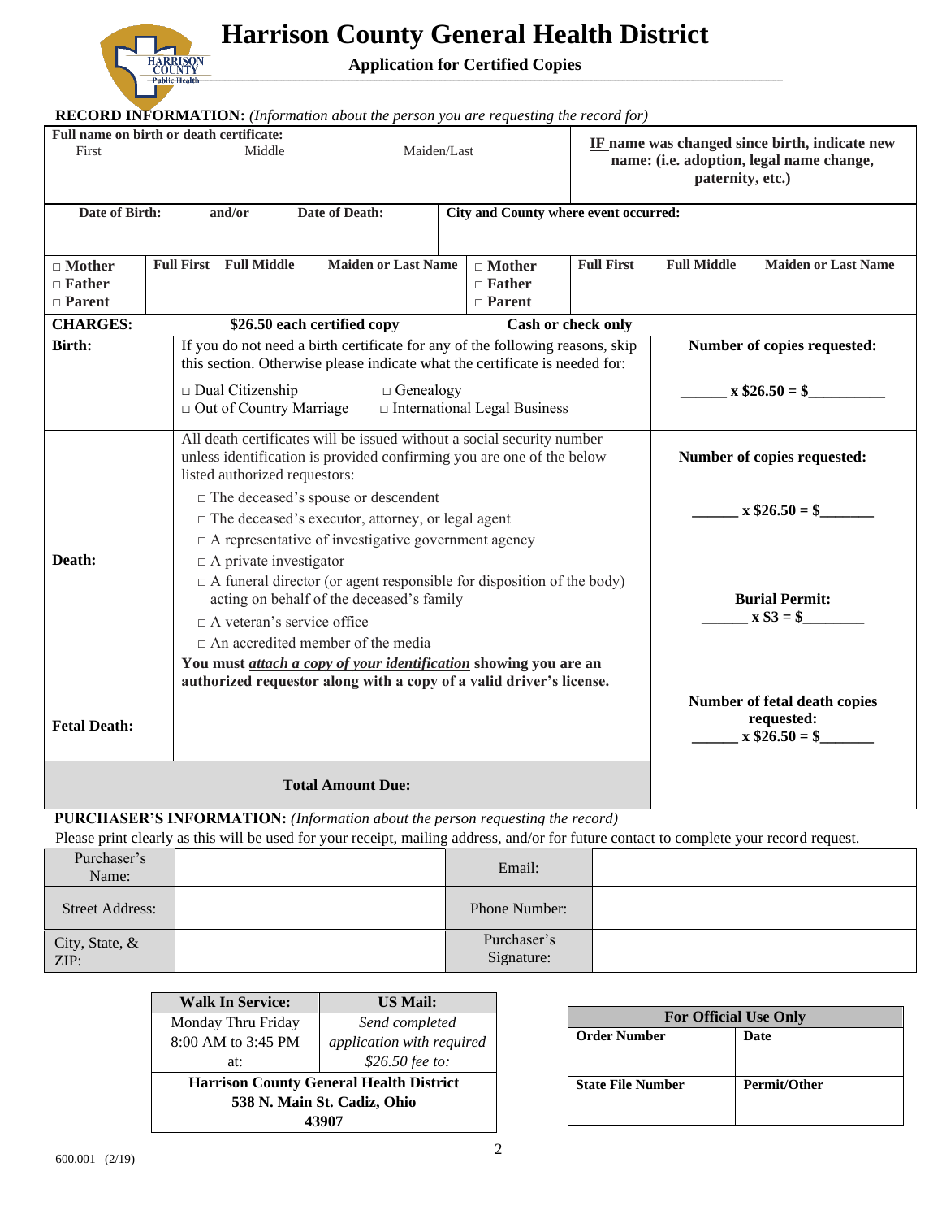# Harrison County General Health District

**Application for Certified Copies**

**RECORD INFORMATION:** *(Information about the person you are requesting the record for)*

| | | |
|---|---|---|
| **Full name on birth or death certificate:** First / Middle / Maiden/Last | | **IF name was changed since birth, indicate new name: (i.e. adoption, legal name change, paternity, etc.)** |
| **Date of Birth:** and/or **Date of Death:** | **City and County where event occurred:** | |
| □ **Mother** □ **Father** □ **Parent** — **Full First** **Full Middle** **Maiden or Last Name** | □ **Mother** □ **Father** □ **Parent** — **Full First** **Full Middle** **Maiden or Last Name** | |

| | | |
|---|---|---|
| **CHARGES:** | **$26.50 each certified copy** — **Cash or check only** | |
| **Birth:** | If you do not need a birth certificate for any of the following reasons, skip this section. Otherwise please indicate what the certificate is needed for:<br>□ Dual Citizenship □ Genealogy<br>□ Out of Country Marriage □ International Legal Business | **Number of copies requested:**<br>**_____ x $26.50 = $_________** |
| **Death:** | All death certificates will be issued without a social security number unless identification is provided confirming you are one of the below listed authorized requestors:<br>□ The deceased's spouse or descendent<br>□ The deceased's executor, attorney, or legal agent<br>□ A representative of investigative government agency<br>□ A private investigator<br>□ A funeral director (or agent responsible for disposition of the body) acting on behalf of the deceased's family<br>□ A veteran's service office<br>□ An accredited member of the media<br>**You must *attach a copy of your identification* showing you are an authorized requestor along with a copy of a valid driver's license.** | **Number of copies requested:**<br>**_____ x $26.50 = $_______**<br><br>**Burial Permit:**<br>**_____ x $3 = $_______** |
| **Fetal Death:** | | **Number of fetal death copies requested:**<br>**_____ x $26.50 = $_______** |
| **Total Amount Due:** | | |

**PURCHASER'S INFORMATION:** *(Information about the person requesting the record)*

Please print clearly as this will be used for your receipt, mailing address, and/or for future contact to complete your record request.

| | | | |
|---|---|---|---|
| Purchaser's Name: | | Email: | |
| Street Address: | | Phone Number: | |
| City, State, & ZIP: | | Purchaser's Signature: | |

| **Walk In Service:** | **US Mail:** |
|---|---|
| Monday Thru Friday 8:00 AM to 3:45 PM at: | *Send completed application with required $26.50 fee to:* |
| **Harrison County General Health District 538 N. Main St. Cadiz, Ohio 43907** | |

| **For Official Use Only** | |
|---|---|
| **Order Number** | **Date** |
| **State File Number** | **Permit/Other** |

600.001 (2/19)